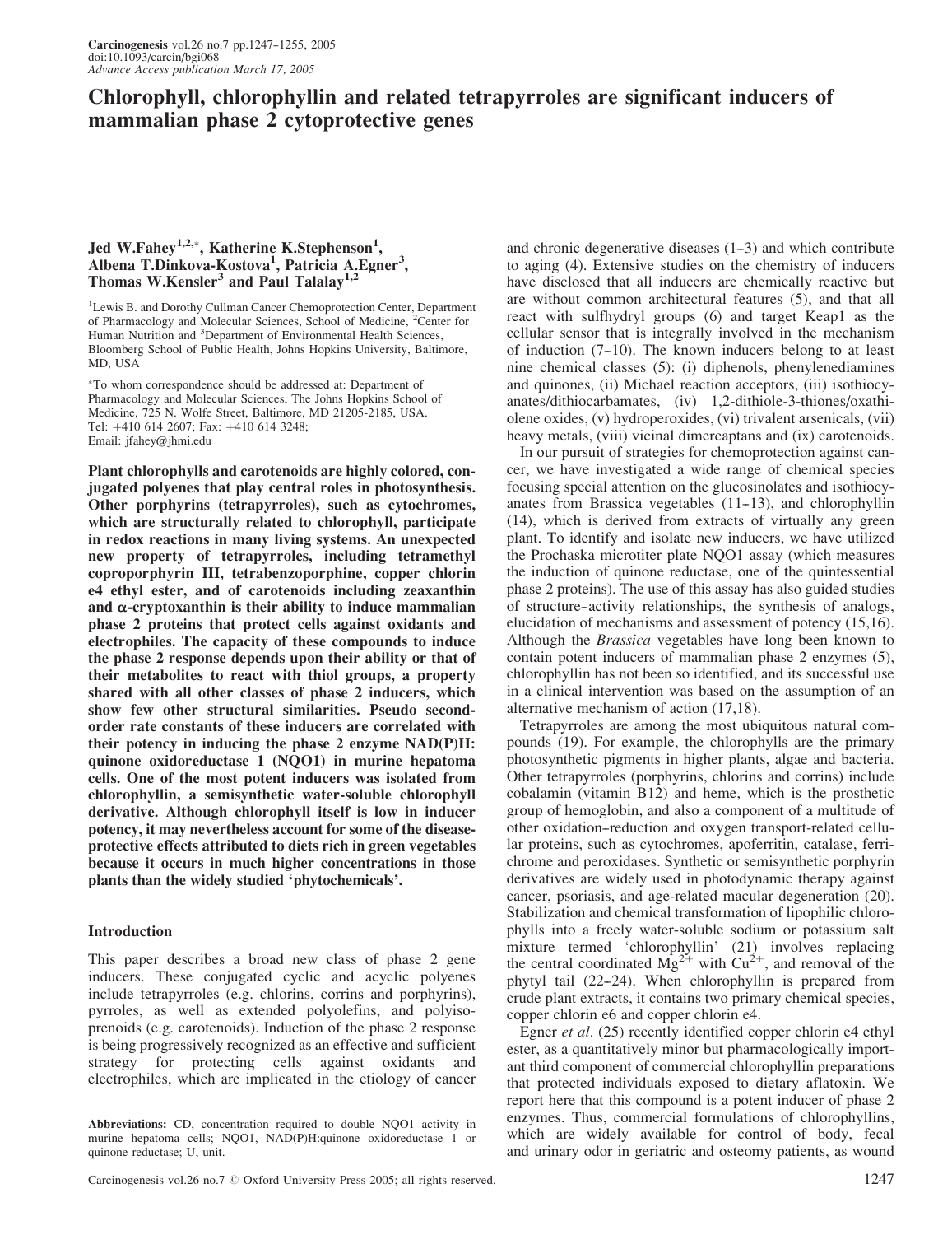# Chlorophyll, chlorophyllin and related tetrapyrroles are significant inducers of mammalian phase 2 cytoprotective genes

**Jed W.Fahey[1,2,*], Katherine K.Stephenson[1], Albena T.Dinkova-Kostova[1], Patricia A.Egner[3], Thomas W.Kensler[3] and Paul Talalay[1,2]**

[1]Lewis B. and Dorothy Cullman Cancer Chemoprotection Center, Department of Pharmacology and Molecular Sciences, School of Medicine, [2]Center for Human Nutrition and [3]Department of Environmental Health Sciences, Bloomberg School of Public Health, Johns Hopkins University, Baltimore, MD, USA

*To whom correspondence should be addressed at: Department of Pharmacology and Molecular Sciences, The Johns Hopkins School of Medicine, 725 N. Wolfe Street, Baltimore, MD 21205-2185, USA. Tel: +410 614 2607; Fax: +410 614 3248; Email: jfahey@jhmi.edu

**Plant chlorophylls and carotenoids are highly colored, conjugated polyenes that play central roles in photosynthesis. Other porphyrins (tetrapyrroles), such as cytochromes, which are structurally related to chlorophyll, participate in redox reactions in many living systems. An unexpected new property of tetrapyrroles, including tetramethyl coproporphyrin III, tetrabenzoporphine, copper chlorin e4 ethyl ester, and of carotenoids including zeaxanthin and α-cryptoxanthin is their ability to induce mammalian phase 2 proteins that protect cells against oxidants and electrophiles. The capacity of these compounds to induce the phase 2 response depends upon their ability or that of their metabolites to react with thiol groups, a property shared with all other classes of phase 2 inducers, which show few other structural similarities. Pseudo second-order rate constants of these inducers are correlated with their potency in inducing the phase 2 enzyme NAD(P)H: quinone oxidoreductase 1 (NQO1) in murine hepatoma cells. One of the most potent inducers was isolated from chlorophyllin, a semisynthetic water-soluble chlorophyll derivative. Although chlorophyll itself is low in inducer potency, it may nevertheless account for some of the disease-protective effects attributed to diets rich in green vegetables because it occurs in much higher concentrations in those plants than the widely studied 'phytochemicals'.**

## Introduction

This paper describes a broad new class of phase 2 gene inducers. These conjugated cyclic and acyclic polyenes include tetrapyrroles (e.g. chlorins, corrins and porphyrins), pyrroles, as well as extended polyolefins, and polyisoprenoids (e.g. carotenoids). Induction of the phase 2 response is being progressively recognized as an effective and sufficient strategy for protecting cells against oxidants and electrophiles, which are implicated in the etiology of cancer and chronic degenerative diseases (1–3) and which contribute to aging (4). Extensive studies on the chemistry of inducers have disclosed that all inducers are chemically reactive but are without common architectural features (5), and that all react with sulfhydryl groups (6) and target Keap1 as the cellular sensor that is integrally involved in the mechanism of induction (7–10). The known inducers belong to at least nine chemical classes (5): (i) diphenols, phenylenediamines and quinones, (ii) Michael reaction acceptors, (iii) isothiocyanates/dithiocarbamates, (iv) 1,2-dithiole-3-thiones/oxathiolene oxides, (v) hydroperoxides, (vi) trivalent arsenicals, (vii) heavy metals, (viii) vicinal dimercaptans and (ix) carotenoids.

In our pursuit of strategies for chemoprotection against cancer, we have investigated a wide range of chemical species focusing special attention on the glucosinolates and isothiocyanates from Brassica vegetables (11–13), and chlorophyllin (14), which is derived from extracts of virtually any green plant. To identify and isolate new inducers, we have utilized the Prochaska microtiter plate NQO1 assay (which measures the induction of quinone reductase, one of the quintessential phase 2 proteins). The use of this assay has also guided studies of structure–activity relationships, the synthesis of analogs, elucidation of mechanisms and assessment of potency (15,16). Although the *Brassica* vegetables have long been known to contain potent inducers of mammalian phase 2 enzymes (5), chlorophyllin has not been so identified, and its successful use in a clinical intervention was based on the assumption of an alternative mechanism of action (17,18).

Tetrapyrroles are among the most ubiquitous natural compounds (19). For example, the chlorophylls are the primary photosynthetic pigments in higher plants, algae and bacteria. Other tetrapyrroles (porphyrins, chlorins and corrins) include cobalamin (vitamin B12) and heme, which is the prosthetic group of hemoglobin, and also a component of a multitude of other oxidation–reduction and oxygen transport-related cellular proteins, such as cytochromes, apoferritin, catalase, ferrichrome and peroxidases. Synthetic or semisynthetic porphyrin derivatives are widely used in photodynamic therapy against cancer, psoriasis, and age-related macular degeneration (20). Stabilization and chemical transformation of lipophilic chlorophylls into a freely water-soluble sodium or potassium salt mixture termed 'chlorophyllin' (21) involves replacing the central coordinated $Mg^{2+}$ with $Cu^{2+}$, and removal of the phytyl tail (22–24). When chlorophyllin is prepared from crude plant extracts, it contains two primary chemical species, copper chlorin e6 and copper chlorin e4.

Egner *et al*. (25) recently identified copper chlorin e4 ethyl ester, as a quantitatively minor but pharmacologically important third component of commercial chlorophyllin preparations that protected individuals exposed to dietary aflatoxin. We report here that this compound is a potent inducer of phase 2 enzymes. Thus, commercial formulations of chlorophyllins, which are widely available for control of body, fecal and urinary odor in geriatric and osteomy patients, as wound

**Abbreviations:** CD, concentration required to double NQO1 activity in murine hepatoma cells; NQO1, NAD(P)H:quinone oxidoreductase 1 or quinone reductase; U, unit.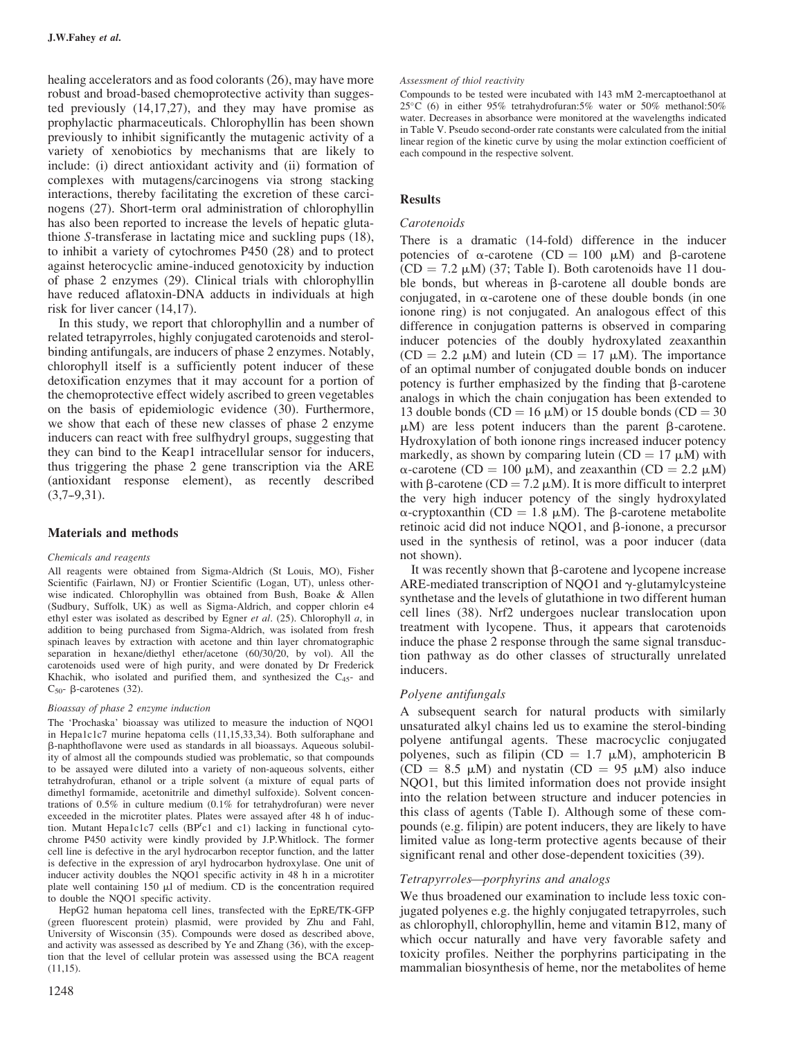healing accelerators and as food colorants (26), may have more robust and broad-based chemoprotective activity than suggested previously (14,17,27), and they may have promise as prophylactic pharmaceuticals. Chlorophyllin has been shown previously to inhibit significantly the mutagenic activity of a variety of xenobiotics by mechanisms that are likely to include: (i) direct antioxidant activity and (ii) formation of complexes with mutagens/carcinogens via strong stacking interactions, thereby facilitating the excretion of these carcinogens (27). Short-term oral administration of chlorophyllin has also been reported to increase the levels of hepatic glutathione *S*-transferase in lactating mice and suckling pups (18), to inhibit a variety of cytochromes P450 (28) and to protect against heterocyclic amine-induced genotoxicity by induction of phase 2 enzymes (29). Clinical trials with chlorophyllin have reduced aflatoxin-DNA adducts in individuals at high risk for liver cancer (14,17).

In this study, we report that chlorophyllin and a number of related tetrapyrroles, highly conjugated carotenoids and sterol-binding antifungals, are inducers of phase 2 enzymes. Notably, chlorophyll itself is a sufficiently potent inducer of these detoxification enzymes that it may account for a portion of the chemoprotective effect widely ascribed to green vegetables on the basis of epidemiologic evidence (30). Furthermore, we show that each of these new classes of phase 2 enzyme inducers can react with free sulfhydryl groups, suggesting that they can bind to the Keap1 intracellular sensor for inducers, thus triggering the phase 2 gene transcription via the ARE (antioxidant response element), as recently described (3,7–9,31).

## Materials and methods

### *Chemicals and reagents*

All reagents were obtained from Sigma-Aldrich (St Louis, MO), Fisher Scientific (Fairlawn, NJ) or Frontier Scientific (Logan, UT), unless otherwise indicated. Chlorophyllin was obtained from Bush, Boake & Allen (Sudbury, Suffolk, UK) as well as Sigma-Aldrich, and copper chlorin e4 ethyl ester was isolated as described by Egner *et al*. (25). Chlorophyll *a*, in addition to being purchased from Sigma-Aldrich, was isolated from fresh spinach leaves by extraction with acetone and thin layer chromatographic separation in hexane/diethyl ether/acetone (60/30/20, by vol). All the carotenoids used were of high purity, and were donated by Dr Frederick Khachik, who isolated and purified them, and synthesized the $C_{45}$- and $C_{50}$- β-carotenes (32).

### *Bioassay of phase 2 enzyme induction*

The 'Prochaska' bioassay was utilized to measure the induction of NQO1 in Hepa1c1c7 murine hepatoma cells (11,15,33,34). Both sulforaphane and β-naphthoflavone were used as standards in all bioassays. Aqueous solubility of almost all the compounds studied was problematic, so that compounds to be assayed were diluted into a variety of non-aqueous solvents, either tetrahydrofuran, ethanol or a triple solvent (a mixture of equal parts of dimethyl formamide, acetonitrile and dimethyl sulfoxide). Solvent concentrations of 0.5% in culture medium (0.1% for tetrahydrofuran) were never exceeded in the microtiter plates. Plates were assayed after 48 h of induction. Mutant Hepa1c1c7 cells ($BP^{r}$c1 and c1) lacking in functional cytochrome P450 activity were kindly provided by J.P.Whitlock. The former cell line is defective in the aryl hydrocarbon receptor function, and the latter is defective in the expression of aryl hydrocarbon hydroxylase. One unit of inducer activity doubles the NQO1 specific activity in 48 h in a microtiter plate well containing 150 μl of medium. CD is the **c**oncentration required to double the NQO1 specific activity.

HepG2 human hepatoma cell lines, transfected with the EpRE/TK-GFP (green fluorescent protein) plasmid, were provided by Zhu and Fahl, University of Wisconsin (35). Compounds were dosed as described above, and activity was assessed as described by Ye and Zhang (36), with the exception that the level of cellular protein was assessed using the BCA reagent (11,15).

### *Assessment of thiol reactivity*

Compounds to be tested were incubated with 143 mM 2-mercaptoethanol at 25°C (6) in either 95% tetrahydrofuran:5% water or 50% methanol:50% water. Decreases in absorbance were monitored at the wavelengths indicated in Table V. Pseudo second-order rate constants were calculated from the initial linear region of the kinetic curve by using the molar extinction coefficient of each compound in the respective solvent.

## Results

### *Carotenoids*

There is a dramatic (14-fold) difference in the inducer potencies of α-carotene (CD = 100 μM) and β-carotene (CD = 7.2 μM) (37; Table I). Both carotenoids have 11 double bonds, but whereas in β-carotene all double bonds are conjugated, in α-carotene one of these double bonds (in one ionone ring) is not conjugated. An analogous effect of this difference in conjugation patterns is observed in comparing inducer potencies of the doubly hydroxylated zeaxanthin (CD = 2.2 μM) and lutein (CD = 17 μM). The importance of an optimal number of conjugated double bonds on inducer potency is further emphasized by the finding that β-carotene analogs in which the chain conjugation has been extended to 13 double bonds (CD = 16 μM) or 15 double bonds (CD = 30 μM) are less potent inducers than the parent β-carotene. Hydroxylation of both ionone rings increased inducer potency markedly, as shown by comparing lutein (CD = 17 μM) with α-carotene (CD = 100 μM), and zeaxanthin (CD = 2.2 μM) with β-carotene (CD = 7.2 μM). It is more difficult to interpret the very high inducer potency of the singly hydroxylated α-cryptoxanthin (CD = 1.8 μM). The β-carotene metabolite retinoic acid did not induce NQO1, and β-ionone, a precursor used in the synthesis of retinol, was a poor inducer (data not shown).

It was recently shown that β-carotene and lycopene increase ARE-mediated transcription of NQO1 and γ-glutamylcysteine synthetase and the levels of glutathione in two different human cell lines (38). Nrf2 undergoes nuclear translocation upon treatment with lycopene. Thus, it appears that carotenoids induce the phase 2 response through the same signal transduction pathway as do other classes of structurally unrelated inducers.

### *Polyene antifungals*

A subsequent search for natural products with similarly unsaturated alkyl chains led us to examine the sterol-binding polyene antifungal agents. These macrocyclic conjugated polyenes, such as filipin (CD = 1.7 μM), amphotericin B (CD = 8.5 μM) and nystatin (CD = 95 μM) also induce NQO1, but this limited information does not provide insight into the relation between structure and inducer potencies in this class of agents (Table I). Although some of these compounds (e.g. filipin) are potent inducers, they are likely to have limited value as long-term protective agents because of their significant renal and other dose-dependent toxicities (39).

### *Tetrapyrroles—porphyrins and analogs*

We thus broadened our examination to include less toxic conjugated polyenes e.g. the highly conjugated tetrapyrroles, such as chlorophyll, chlorophyllin, heme and vitamin B12, many of which occur naturally and have very favorable safety and toxicity profiles. Neither the porphyrins participating in the mammalian biosynthesis of heme, nor the metabolites of heme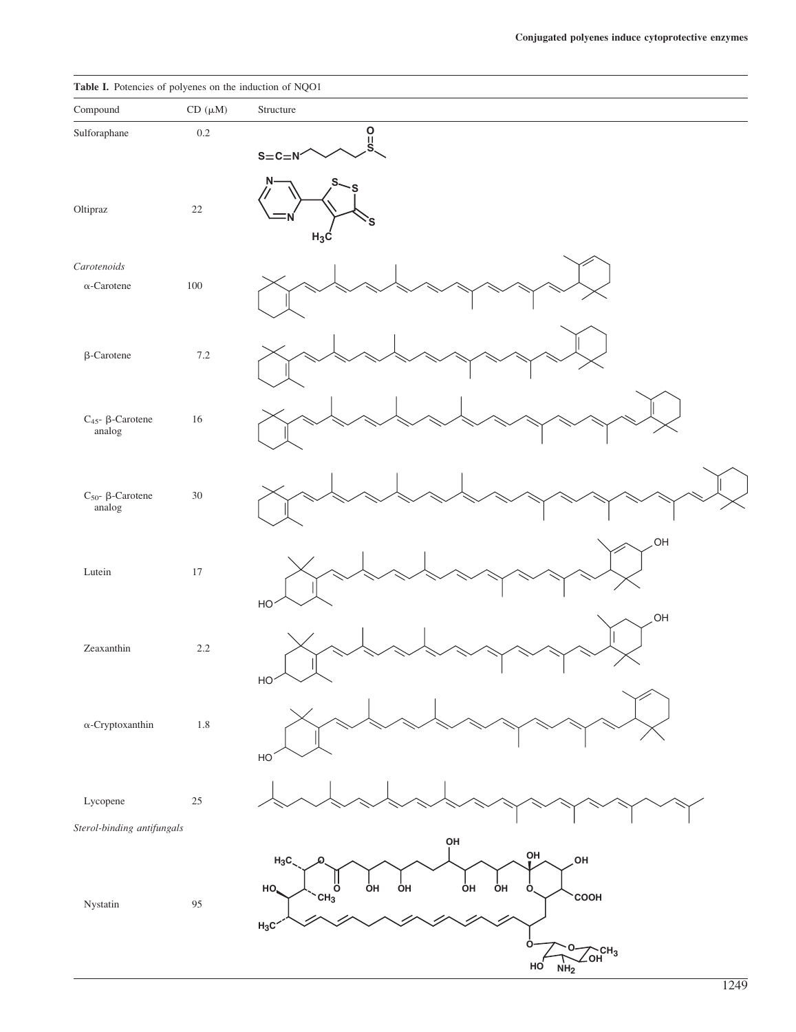**Table I.** Potencies of polyenes on the induction of NQO1

| Compound | CD (μM) | Structure |
|---|---|---|
| Sulforaphane | 0.2 | |
| Oltipraz | 22 | |
| *Carotenoids* | | |
| α-Carotene | 100 | |
| β-Carotene | 7.2 | |
| $C_{45}$- β-Carotene analog | 16 | |
| $C_{50}$- β-Carotene analog | 30 | |
| Lutein | 17 | |
| Zeaxanthin | 2.2 | |
| α-Cryptoxanthin | 1.8 | |
| Lycopene | 25 | |
| *Sterol-binding antifungals* | | |
| Nystatin | 95 | |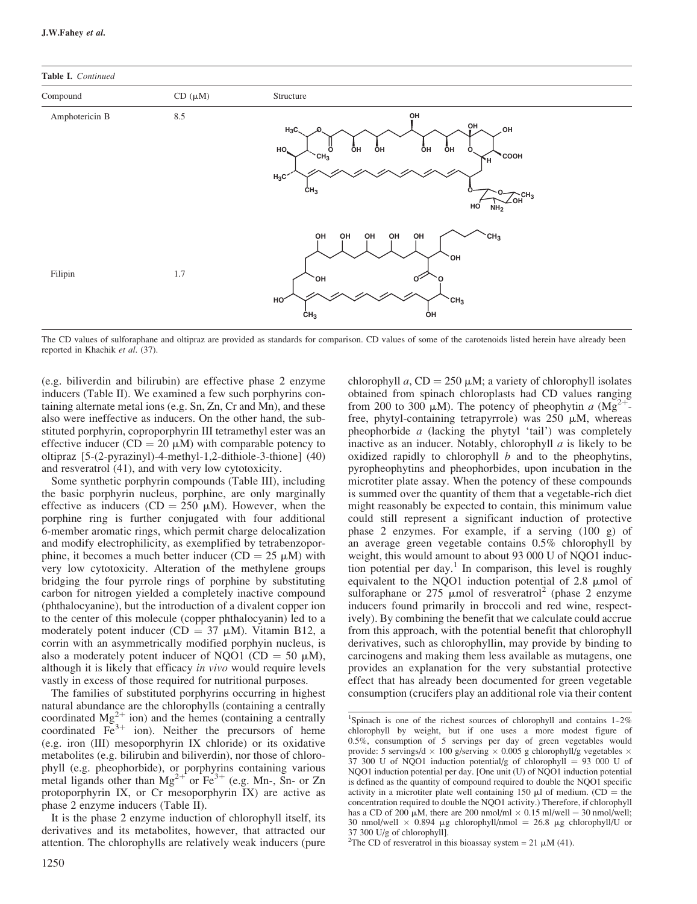**Table I.** *Continued*

| Compound | CD (μM) | Structure |
|---|---|---|
| Amphotericin B | 8.5 | |
| Filipin | 1.7 | |

The CD values of sulforaphane and oltipraz are provided as standards for comparison. CD values of some of the carotenoids listed herein have already been reported in Khachik *et al*. (37).

(e.g. biliverdin and bilirubin) are effective phase 2 enzyme inducers (Table II). We examined a few such porphyrins containing alternate metal ions (e.g. Sn, Zn, Cr and Mn), and these also were ineffective as inducers. On the other hand, the substituted porphyrin, coproporphyrin III tetramethyl ester was an effective inducer (CD = 20 μM) with comparable potency to oltipraz [5-(2-pyrazinyl)-4-methyl-1,2-dithiole-3-thione] (40) and resveratrol (41), and with very low cytotoxicity.

Some synthetic porphyrin compounds (Table III), including the basic porphyrin nucleus, porphine, are only marginally effective as inducers (CD = 250 μM). However, when the porphine ring is further conjugated with four additional 6-member aromatic rings, which permit charge delocalization and modify electrophilicity, as exemplified by tetrabenzoporphine, it becomes a much better inducer (CD = 25 μM) with very low cytotoxicity. Alteration of the methylene groups bridging the four pyrrole rings of porphine by substituting carbon for nitrogen yielded a completely inactive compound (phthalocyanine), but the introduction of a divalent copper ion to the center of this molecule (copper phthalocyanin) led to a moderately potent inducer (CD = 37 μM). Vitamin B12, a corrin with an asymmetrically modified porphyin nucleus, is also a moderately potent inducer of NQO1 (CD = 50 μM), although it is likely that efficacy *in vivo* would require levels vastly in excess of those required for nutritional purposes.

The families of substituted porphyrins occurring in highest natural abundance are the chlorophylls (containing a centrally coordinated $Mg^{2+}$ ion) and the hemes (containing a centrally coordinated $Fe^{3+}$ ion). Neither the precursors of heme (e.g. iron (III) mesoporphyrin IX chloride) or its oxidative metabolites (e.g. bilirubin and biliverdin), nor those of chlorophyll (e.g. pheophorbide), or porphyrins containing various metal ligands other than $Mg^{2+}$ or $Fe^{3+}$ (e.g. Mn-, Sn- or Zn protoporphyrin IX, or Cr mesoporphyrin IX) are active as phase 2 enzyme inducers (Table II).

It is the phase 2 enzyme induction of chlorophyll itself, its derivatives and its metabolites, however, that attracted our attention. The chlorophylls are relatively weak inducers (pure chlorophyll *a*, CD = 250 μM; a variety of chlorophyll isolates obtained from spinach chloroplasts had CD values ranging from 200 to 300 μM). The potency of pheophytin *a* ($Mg^{2+}$-free, phytyl-containing tetrapyrrole) was 250 μM, whereas pheophorbide *a* (lacking the phytyl 'tail') was completely inactive as an inducer. Notably, chlorophyll *a* is likely to be oxidized rapidly to chlorophyll *b* and to the pheophytins, pyropheophytins and pheophorbides, upon incubation in the microtiter plate assay. When the potency of these compounds is summed over the quantity of them that a vegetable-rich diet might reasonably be expected to contain, this minimum value could still represent a significant induction of protective phase 2 enzymes. For example, if a serving (100 g) of an average green vegetable contains 0.5% chlorophyll by weight, this would amount to about 93 000 U of NQO1 induction potential per day.[1] In comparison, this level is roughly equivalent to the NQO1 induction potential of 2.8 μmol of sulforaphane or 275 μmol of resveratrol[2] (phase 2 enzyme inducers found primarily in broccoli and red wine, respectively). By combining the benefit that we calculate could accrue from this approach, with the potential benefit that chlorophyll derivatives, such as chlorophyllin, may provide by binding to carcinogens and making them less available as mutagens, one provides an explanation for the very substantial protective effect that has already been documented for green vegetable consumption (crucifers play an additional role via their content

[1]Spinach is one of the richest sources of chlorophyll and contains 1–2% chlorophyll by weight, but if one uses a more modest figure of 0.5%, consumption of 5 servings per day of green vegetables would provide: 5 servings/d × 100 g/serving × 0.005 g chlorophyll/g vegetables × 37 300 U of NQO1 induction potential/g of chlorophyll = 93 000 U of NQO1 induction potential per day. [One unit (U) of NQO1 induction potential is defined as the quantity of compound required to double the NQO1 specific activity in a microtiter plate well containing 150 μl of medium. (CD = the concentration required to double the NQO1 activity.) Therefore, if chlorophyll has a CD of 200 μM, there are 200 nmol/ml × 0.15 ml/well = 30 nmol/well; 30 nmol/well × 0.894 μg chlorophyll/nmol = 26.8 μg chlorophyll/U or 37 300 U/g of chlorophyll].

[2]The CD of resveratrol in this bioassay system = 21 μM (41).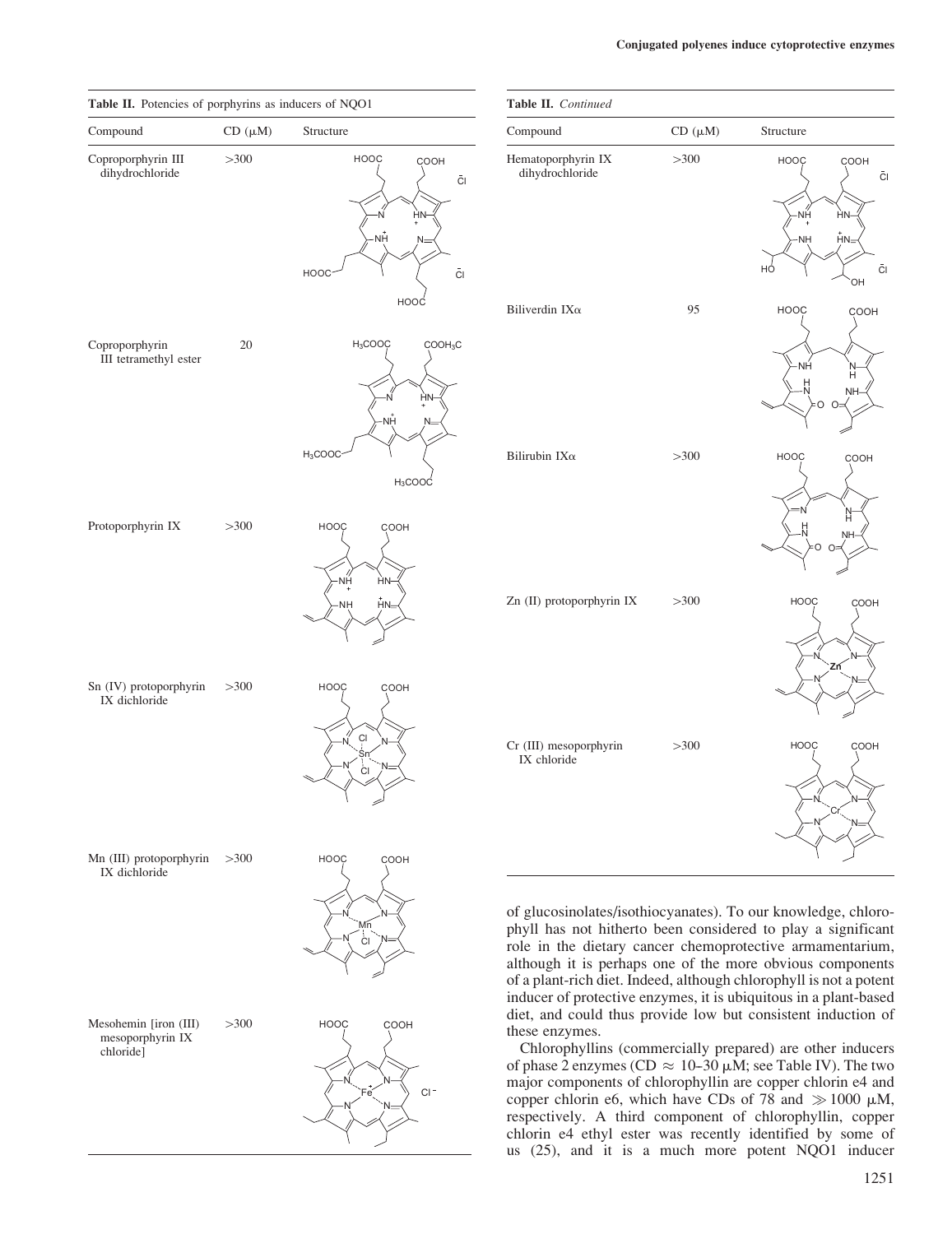**Table II.** Potencies of porphyrins as inducers of NQO1

| Compound | CD (μM) | Structure |
|---|---|---|
| Coproporphyrin III dihydrochloride | >300 | |
| Coproporphyrin III tetramethyl ester | 20 | |
| Protoporphyrin IX | >300 | |
| Sn (IV) protoporphyrin IX dichloride | >300 | |
| Mn (III) protoporphyrin IX dichloride | >300 | |
| Mesohemin [iron (III) mesoporphyrin IX chloride] | >300 | |
| Hematoporphyrin IX dihydrochloride | >300 | |
| Biliverdin IXα | 95 | |
| Bilirubin IXα | >300 | |
| Zn (II) protoporphyrin IX | >300 | |
| Cr (III) mesoporphyrin IX chloride | >300 | |

of glucosinolates/isothiocyanates). To our knowledge, chlorophyll has not hitherto been considered to play a significant role in the dietary cancer chemoprotective armamentarium, although it is perhaps one of the more obvious components of a plant-rich diet. Indeed, although chlorophyll is not a potent inducer of protective enzymes, it is ubiquitous in a plant-based diet, and could thus provide low but consistent induction of these enzymes.

Chlorophyllins (commercially prepared) are other inducers of phase 2 enzymes (CD ≈ 10–30 μM; see Table IV). The two major components of chlorophyllin are copper chlorin e4 and copper chlorin e6, which have CDs of 78 and ≫1000 μM, respectively. A third component of chlorophyllin, copper chlorin e4 ethyl ester was recently identified by some of us (25), and it is a much more potent NQO1 inducer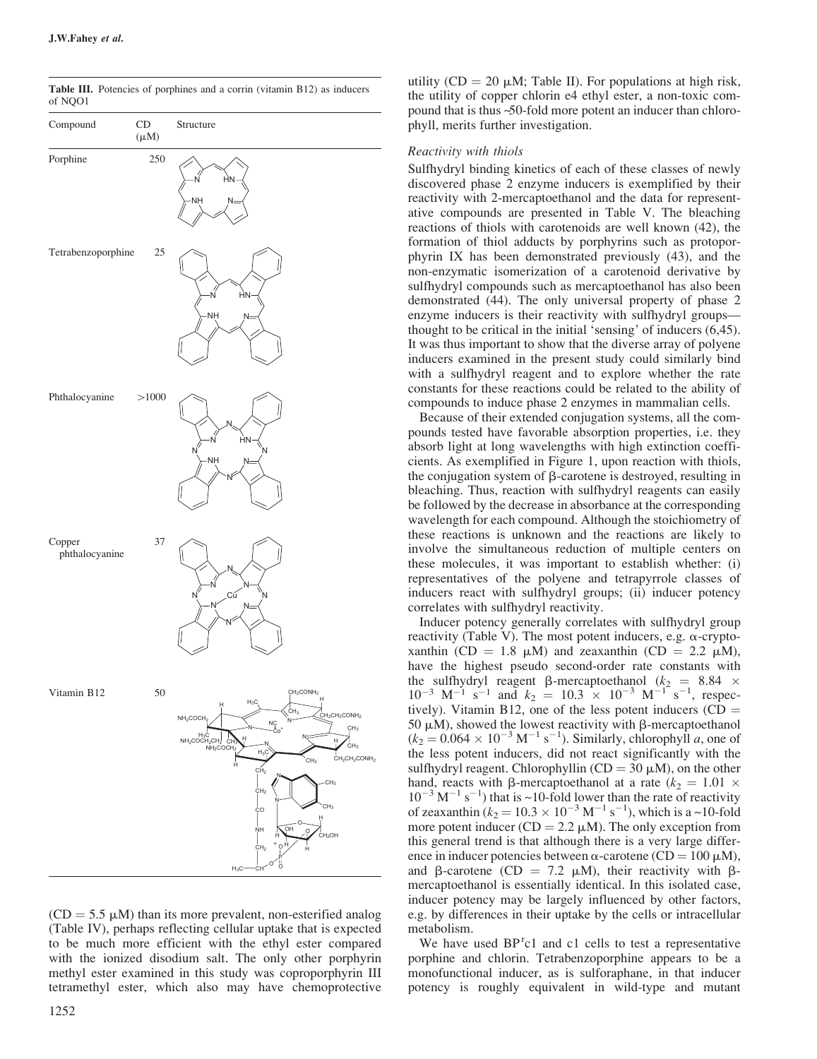**Table III.** Potencies of porphines and a corrin (vitamin B12) as inducers of NQO1

| Compound | CD (μM) | Structure |
|---|---|---|
| Porphine | 250 | |
| Tetrabenzoporphine | 25 | |
| Phthalocyanine | >1000 | |
| Copper phthalocyanine | 37 | |
| Vitamin B12 | 50 | |

(CD = 5.5 μM) than its more prevalent, non-esterified analog (Table IV), perhaps reflecting cellular uptake that is expected to be much more efficient with the ethyl ester compared with the ionized disodium salt. The only other porphyrin methyl ester examined in this study was coproporphyrin III tetramethyl ester, which also may have chemoprotective utility (CD = 20 μM; Table II). For populations at high risk, the utility of copper chlorin e4 ethyl ester, a non-toxic compound that is thus ~50-fold more potent an inducer than chlorophyll, merits further investigation.

### Reactivity with thiols

Sulfhydryl binding kinetics of each of these classes of newly discovered phase 2 enzyme inducers is exemplified by their reactivity with 2-mercaptoethanol and the data for representative compounds are presented in Table V. The bleaching reactions of thiols with carotenoids are well known (42), the formation of thiol adducts by porphyrins such as protoporphyrin IX has been demonstrated previously (43), and the non-enzymatic isomerization of a carotenoid derivative by sulfhydryl compounds such as mercaptoethanol has also been demonstrated (44). The only universal property of phase 2 enzyme inducers is their reactivity with sulfhydryl groups—thought to be critical in the initial 'sensing' of inducers (6,45). It was thus important to show that the diverse array of polyene inducers examined in the present study could similarly bind with a sulfhydryl reagent and to explore whether the rate constants for these reactions could be related to the ability of compounds to induce phase 2 enzymes in mammalian cells.

Because of their extended conjugation systems, all the compounds tested have favorable absorption properties, i.e. they absorb light at long wavelengths with high extinction coefficients. As exemplified in Figure 1, upon reaction with thiols, the conjugation system of β-carotene is destroyed, resulting in bleaching. Thus, reaction with sulfhydryl reagents can easily be followed by the decrease in absorbance at the corresponding wavelength for each compound. Although the stoichiometry of these reactions is unknown and the reactions are likely to involve the simultaneous reduction of multiple centers on these molecules, it was important to establish whether: (i) representatives of the polyene and tetrapyrrole classes of inducers react with sulfhydryl groups; (ii) inducer potency correlates with sulfhydryl reactivity.

Inducer potency generally correlates with sulfhydryl group reactivity (Table V). The most potent inducers, e.g. α-cryptoxanthin (CD = 1.8 μM) and zeaxanthin (CD = 2.2 μM), have the highest pseudo second-order rate constants with the sulfhydryl reagent β-mercaptoethanol ($k_2 = 8.84 \times 10^{-3}$ $M^{-1}$ $s^{-1}$ and $k_2 = 10.3 \times 10^{-3}$ $M^{-1}$ $s^{-1}$, respectively). Vitamin B12, one of the less potent inducers (CD = 50 μM), showed the lowest reactivity with β-mercaptoethanol ($k_2 = 0.064 \times 10^{-3}$ $M^{-1}$ $s^{-1}$). Similarly, chlorophyll *a*, one of the less potent inducers, did not react significantly with the sulfhydryl reagent. Chlorophyllin (CD = 30 μM), on the other hand, reacts with β-mercaptoethanol at a rate ($k_2 = 1.01 \times 10^{-3}$ $M^{-1}$ $s^{-1}$) that is ~10-fold lower than the rate of reactivity of zeaxanthin ($k_2 = 10.3 \times 10^{-3}$ $M^{-1}$ $s^{-1}$), which is a ~10-fold more potent inducer (CD = 2.2 μM). The only exception from this general trend is that although there is a very large difference in inducer potencies between α-carotene (CD = 100 μM), and β-carotene (CD = 7.2 μM), their reactivity with β-mercaptoethanol is essentially identical. In this isolated case, inducer potency may be largely influenced by other factors, e.g. by differences in their uptake by the cells or intracellular metabolism.

We have used BP$^r$c1 and c1 cells to test a representative porphine and chlorin. Tetrabenzoporphine appears to be a monofunctional inducer, as is sulforaphane, in that inducer potency is roughly equivalent in wild-type and mutant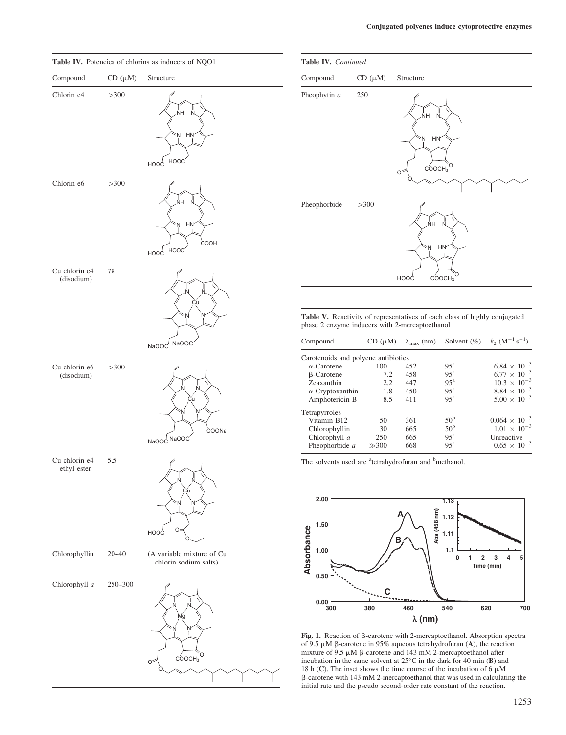**Table IV.** Potencies of chlorins as inducers of NQO1

| Compound | CD (μM) | Structure |
|---|---|---|
| Chlorin e4 | >300 | |
| Chlorin e6 | >300 | |
| Cu chlorin e4 (disodium) | 78 | |
| Cu chlorin e6 (disodium) | >300 | |
| Cu chlorin e4 ethyl ester | 5.5 | |
| Chlorophyllin | 20–40 | (A variable mixture of Cu chlorin sodium salts) |
| Chlorophyll *a* | 250–300 | |
| Pheophytin *a* | 250 | |
| Pheophorbide | >300 | |

**Table V.** Reactivity of representatives of each class of highly conjugated phase 2 enzyme inducers with 2-mercaptoethanol

| Compound | CD (μM) | $\lambda_{max}$ (nm) | Solvent (%) | $k_2$ ($M^{-1}s^{-1}$) |
|---|---|---|---|---|
| Carotenoids and polyene antibiotics | | | | |
| α-Carotene | 100 | 452 | 95[a] | $6.84 \times 10^{-3}$ |
| β-Carotene | 7.2 | 458 | 95[a] | $6.77 \times 10^{-3}$ |
| Zeaxanthin | 2.2 | 447 | 95[a] | $10.3 \times 10^{-3}$ |
| α-Cryptoxanthin | 1.8 | 450 | 95[a] | $8.84 \times 10^{-3}$ |
| Amphotericin B | 8.5 | 411 | 95[a] | $5.00 \times 10^{-3}$ |
| Tetrapyrroles | | | | |
| Vitamin B12 | 50 | 361 | 50[b] | $0.064 \times 10^{-3}$ |
| Chlorophyllin | 30 | 665 | 50[b] | $1.01 \times 10^{-3}$ |
| Chlorophyll *a* | 250 | 665 | 95[a] | Unreactive |
| Pheophorbide *a* | ≫300 | 668 | 95[a] | $0.65 \times 10^{-3}$ |

The solvents used are [a]tetrahydrofuran and [b]methanol.

**Fig. 1.** Reaction of β-carotene with 2-mercaptoethanol. Absorption spectra of 9.5 μM β-carotene in 95% aqueous tetrahydrofuran (**A**), the reaction mixture of 9.5 μM β-carotene and 143 mM 2-mercaptoethanol after incubation in the same solvent at 25°C in the dark for 40 min (**B**) and 18 h (**C**). The inset shows the time course of the incubation of 6 μM β-carotene with 143 mM 2-mercaptoethanol that was used in calculating the initial rate and the pseudo second-order rate constant of the reaction.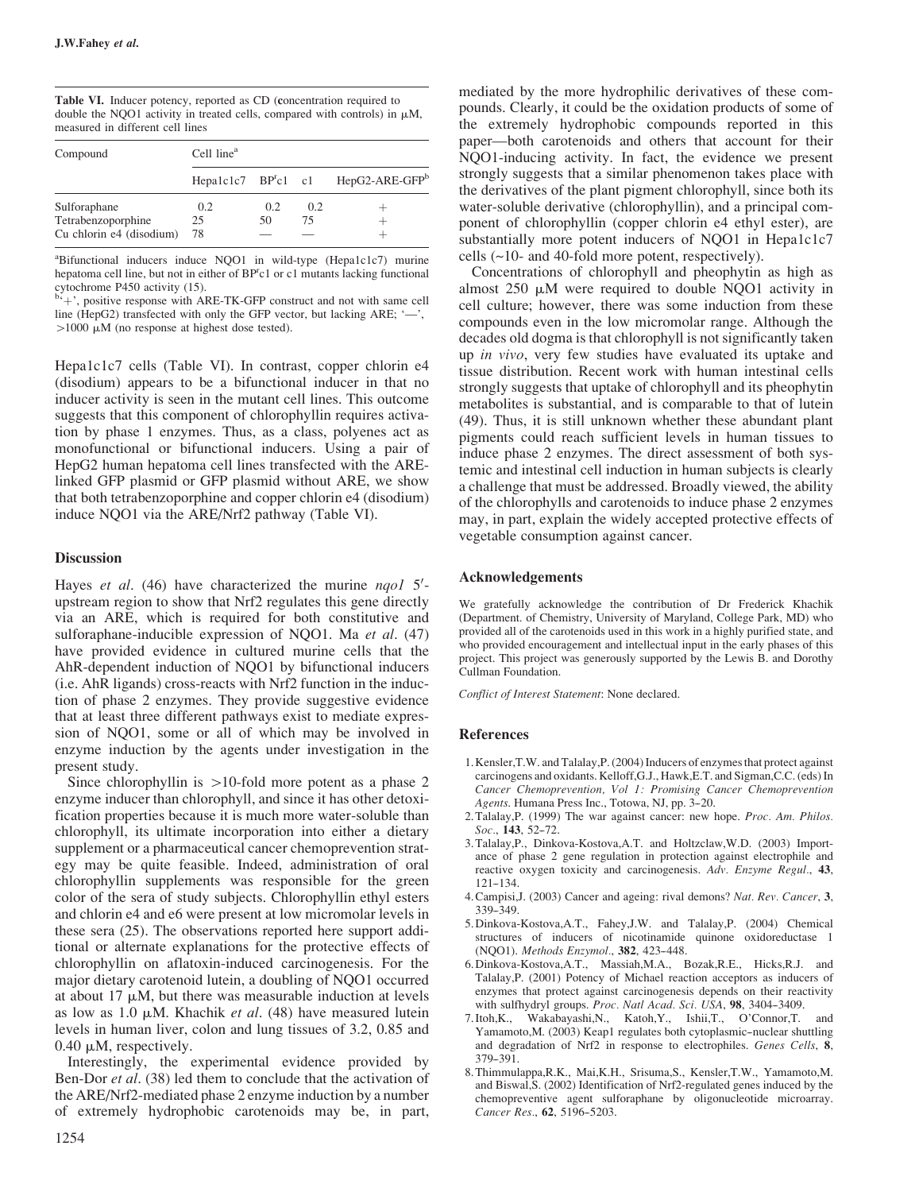**Table VI.** Inducer potency, reported as CD (**c**oncentration required to double the NQO1 activity in treated cells, compared with controls) in μM, measured in different cell lines

| Compound | Cell line[a] | | | |
|---|---|---|---|---|
| | Hepa1c1c7 | BP[r]c1 | c1 | HepG2-ARE-GFP[b] |
| Sulforaphane | 0.2 | 0.2 | 0.2 | + |
| Tetrabenzoporphine | 25 | 50 | 75 | + |
| Cu chlorin e4 (disodium) | 78 | — | — | + |

[a]Bifunctional inducers induce NQO1 in wild-type (Hepa1c1c7) murine hepatoma cell line, but not in either of BP[r]c1 or c1 mutants lacking functional cytochrome P450 activity (15).
[b]'+', positive response with ARE-TK-GFP construct and not with same cell line (HepG2) transfected with only the GFP vector, but lacking ARE; '—', >1000 μM (no response at highest dose tested).

Hepa1c1c7 cells (Table VI). In contrast, copper chlorin e4 (disodium) appears to be a bifunctional inducer in that no inducer activity is seen in the mutant cell lines. This outcome suggests that this component of chlorophyllin requires activation by phase 1 enzymes. Thus, as a class, polyenes act as monofunctional or bifunctional inducers. Using a pair of HepG2 human hepatoma cell lines transfected with the ARE-linked GFP plasmid or GFP plasmid without ARE, we show that both tetrabenzoporphine and copper chlorin e4 (disodium) induce NQO1 via the ARE/Nrf2 pathway (Table VI).

## Discussion

Hayes *et al*. (46) have characterized the murine *nqo1* 5′-upstream region to show that Nrf2 regulates this gene directly via an ARE, which is required for both constitutive and sulforaphane-inducible expression of NQO1. Ma *et al*. (47) have provided evidence in cultured murine cells that the AhR-dependent induction of NQO1 by bifunctional inducers (i.e. AhR ligands) cross-reacts with Nrf2 function in the induction of phase 2 enzymes. They provide suggestive evidence that at least three different pathways exist to mediate expression of NQO1, some or all of which may be involved in enzyme induction by the agents under investigation in the present study.

Since chlorophyllin is >10-fold more potent as a phase 2 enzyme inducer than chlorophyll, and since it has other detoxification properties because it is much more water-soluble than chlorophyll, its ultimate incorporation into either a dietary supplement or a pharmaceutical cancer chemoprevention strategy may be quite feasible. Indeed, administration of oral chlorophyllin supplements was responsible for the green color of the sera of study subjects. Chlorophyllin ethyl esters and chlorin e4 and e6 were present at low micromolar levels in these sera (25). The observations reported here support additional or alternate explanations for the protective effects of chlorophyllin on aflatoxin-induced carcinogenesis. For the major dietary carotenoid lutein, a doubling of NQO1 occurred at about 17 μM, but there was measurable induction at levels as low as 1.0 μM. Khachik *et al*. (48) have measured lutein levels in human liver, colon and lung tissues of 3.2, 0.85 and 0.40 μM, respectively.

Interestingly, the experimental evidence provided by Ben-Dor *et al*. (38) led them to conclude that the activation of the ARE/Nrf2-mediated phase 2 enzyme induction by a number of extremely hydrophobic carotenoids may be, in part, mediated by the more hydrophilic derivatives of these compounds. Clearly, it could be the oxidation products of some of the extremely hydrophobic compounds reported in this paper—both carotenoids and others that account for their NQO1-inducing activity. In fact, the evidence we present strongly suggests that a similar phenomenon takes place with the derivatives of the plant pigment chlorophyll, since both its water-soluble derivative (chlorophyllin), and a principal component of chlorophyllin (copper chlorin e4 ethyl ester), are substantially more potent inducers of NQO1 in Hepa1c1c7 cells (~10- and 40-fold more potent, respectively).

Concentrations of chlorophyll and pheophytin as high as almost 250 μM were required to double NQO1 activity in cell culture; however, there was some induction from these compounds even in the low micromolar range. Although the decades old dogma is that chlorophyll is not significantly taken up *in vivo*, very few studies have evaluated its uptake and tissue distribution. Recent work with human intestinal cells strongly suggests that uptake of chlorophyll and its pheophytin metabolites is substantial, and is comparable to that of lutein (49). Thus, it is still unknown whether these abundant plant pigments could reach sufficient levels in human tissues to induce phase 2 enzymes. The direct assessment of both systemic and intestinal cell induction in human subjects is clearly a challenge that must be addressed. Broadly viewed, the ability of the chlorophylls and carotenoids to induce phase 2 enzymes may, in part, explain the widely accepted protective effects of vegetable consumption against cancer.

## Acknowledgements

We gratefully acknowledge the contribution of Dr Frederick Khachik (Department. of Chemistry, University of Maryland, College Park, MD) who provided all of the carotenoids used in this work in a highly purified state, and who provided encouragement and intellectual input in the early phases of this project. This project was generously supported by the Lewis B. and Dorothy Cullman Foundation.

*Conflict of Interest Statement*: None declared.

## References

1. Kensler,T.W. and Talalay,P. (2004) Inducers of enzymes that protect against carcinogens and oxidants. Kelloff,G.J., Hawk,E.T. and Sigman,C.C. (eds) In *Cancer Chemoprevention, Vol 1: Promising Cancer Chemoprevention Agents*. Humana Press Inc., Totowa, NJ, pp. 3–20.
2. Talalay,P. (1999) The war against cancer: new hope. *Proc. Am. Philos. Soc*., **143**, 52–72.
3. Talalay,P., Dinkova-Kostova,A.T. and Holtzclaw,W.D. (2003) Importance of phase 2 gene regulation in protection against electrophile and reactive oxygen toxicity and carcinogenesis. *Adv. Enzyme Regul*., **43**, 121–134.
4. Campisi,J. (2003) Cancer and ageing: rival demons? *Nat. Rev. Cancer*, **3**, 339–349.
5. Dinkova-Kostova,A.T., Fahey,J.W. and Talalay,P. (2004) Chemical structures of inducers of nicotinamide quinone oxidoreductase 1 (NQO1). *Methods Enzymol*., **382**, 423–448.
6. Dinkova-Kostova,A.T., Massiah,M.A., Bozak,R.E., Hicks,R.J. and Talalay,P. (2001) Potency of Michael reaction acceptors as inducers of enzymes that protect against carcinogenesis depends on their reactivity with sulfhydryl groups. *Proc. Natl Acad. Sci. USA*, **98**, 3404–3409.
7. Itoh,K., Wakabayashi,N., Katoh,Y., Ishii,T., O'Connor,T. and Yamamoto,M. (2003) Keap1 regulates both cytoplasmic–nuclear shuttling and degradation of Nrf2 in response to electrophiles. *Genes Cells*, **8**, 379–391.
8. Thimmulappa,R.K., Mai,K.H., Srisuma,S., Kensler,T.W., Yamamoto,M. and Biswal,S. (2002) Identification of Nrf2-regulated genes induced by the chemopreventive agent sulforaphane by oligonucleotide microarray. *Cancer Res*., **62**, 5196–5203.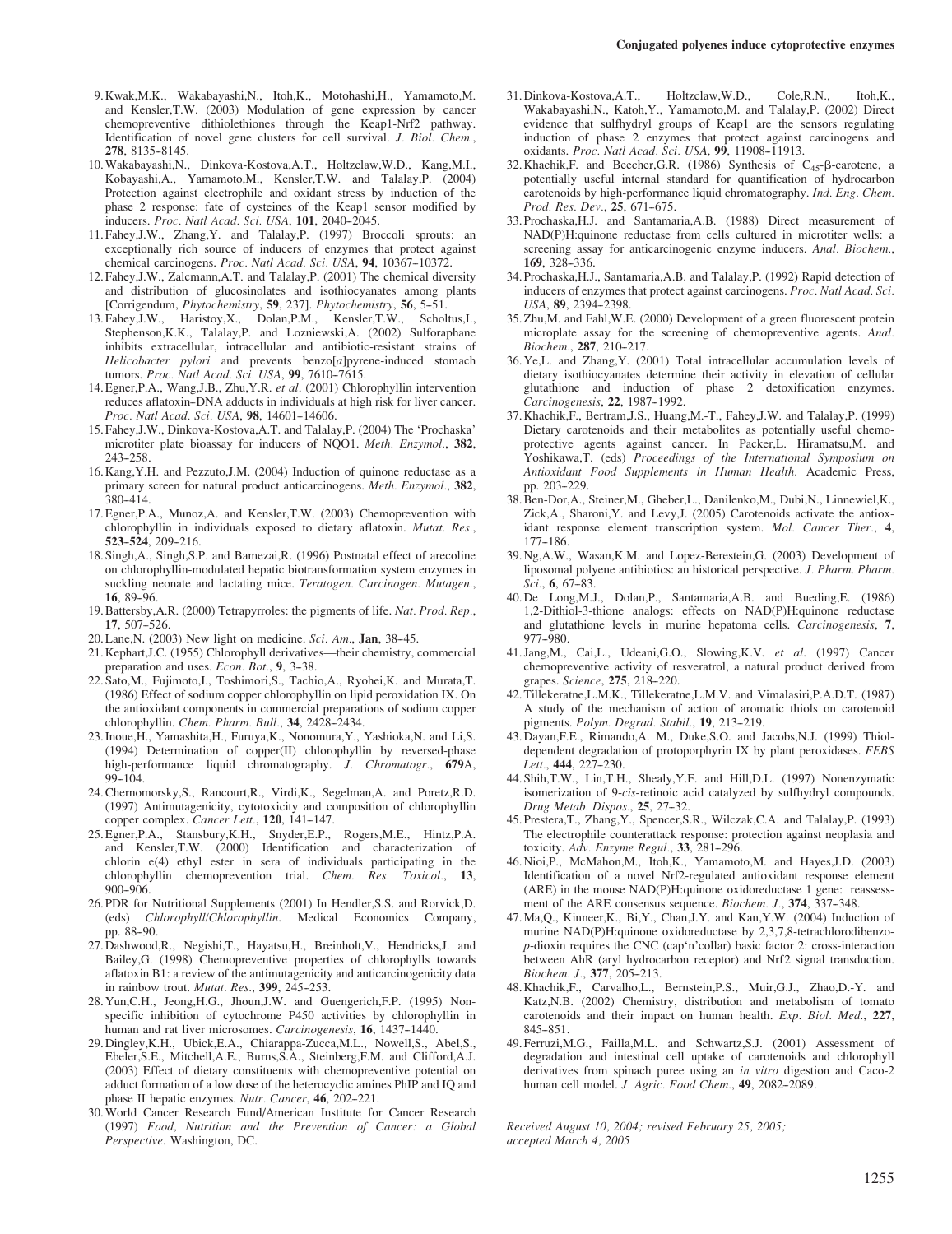9. Kwak,M.K., Wakabayashi,N., Itoh,K., Motohashi,H., Yamamoto,M. and Kensler,T.W. (2003) Modulation of gene expression by cancer chemopreventive dithiolethiones through the Keap1-Nrf2 pathway. Identification of novel gene clusters for cell survival. *J. Biol. Chem.*, **278**, 8135–8145.
10. Wakabayashi,N., Dinkova-Kostova,A.T., Holtzclaw,W.D., Kang,M.I., Kobayashi,A., Yamamoto,M., Kensler,T.W. and Talalay,P. (2004) Protection against electrophile and oxidant stress by induction of the phase 2 response: fate of cysteines of the Keap1 sensor modified by inducers. *Proc. Natl Acad. Sci. USA*, **101**, 2040–2045.
11. Fahey,J.W., Zhang,Y. and Talalay,P. (1997) Broccoli sprouts: an exceptionally rich source of inducers of enzymes that protect against chemical carcinogens. *Proc. Natl Acad. Sci. USA*, **94**, 10367–10372.
12. Fahey,J.W., Zalcmann,A.T. and Talalay,P. (2001) The chemical diversity and distribution of glucosinolates and isothiocyanates among plants [Corrigendum, *Phytochemistry*, **59**, 237]. *Phytochemistry*, **56**, 5–51.
13. Fahey,J.W., Haristoy,X., Dolan,P.M., Kensler,T.W., Scholtus,I., Stephenson,K.K., Talalay,P. and Lozniewski,A. (2002) Sulforaphane inhibits extracellular, intracellular and antibiotic-resistant strains of *Helicobacter pylori* and prevents benzo[*a*]pyrene-induced stomach tumors. *Proc. Natl Acad. Sci. USA*, **99**, 7610–7615.
14. Egner,P.A., Wang,J.B., Zhu,Y.R. *et al*. (2001) Chlorophyllin intervention reduces aflatoxin–DNA adducts in individuals at high risk for liver cancer. *Proc. Natl Acad. Sci. USA*, **98**, 14601–14606.
15. Fahey,J.W., Dinkova-Kostova,A.T. and Talalay,P. (2004) The 'Prochaska' microtiter plate bioassay for inducers of NQO1. *Meth. Enzymol*., **382**, 243–258.
16. Kang,Y.H. and Pezzuto,J.M. (2004) Induction of quinone reductase as a primary screen for natural product anticarcinogens. *Meth. Enzymol*., **382**, 380–414.
17. Egner,P.A., Munoz,A. and Kensler,T.W. (2003) Chemoprevention with chlorophyllin in individuals exposed to dietary aflatoxin. *Mutat. Res*., **523–524**, 209–216.
18. Singh,A., Singh,S.P. and Bamezai,R. (1996) Postnatal effect of arecoline on chlorophyllin-modulated hepatic biotransformation system enzymes in suckling neonate and lactating mice. *Teratogen. Carcinogen. Mutagen*., **16**, 89–96.
19. Battersby,A.R. (2000) Tetrapyrroles: the pigments of life. *Nat. Prod. Rep*., **17**, 507–526.
20. Lane,N. (2003) New light on medicine. *Sci. Am*., **Jan**, 38–45.
21. Kephart,J.C. (1955) Chlorophyll derivatives—their chemistry, commercial preparation and uses. *Econ. Bot*., **9**, 3–38.
22. Sato,M., Fujimoto,I., Toshimori,S., Tachio,A., Ryohei,K. and Murata,T. (1986) Effect of sodium copper chlorophyllin on lipid peroxidation IX. On the antioxidant components in commercial preparations of sodium copper chlorophyllin. *Chem. Pharm. Bull*., **34**, 2428–2434.
23. Inoue,H., Yamashita,H., Furuya,K., Nonomura,Y., Yashioka,N. and Li,S. (1994) Determination of copper(II) chlorophyllin by reversed-phase high-performance liquid chromatography. *J. Chromatogr*., **679**A, 99–104.
24. Chernomorsky,S., Rancourt,R., Virdi,K., Segelman,A. and Poretz,R.D. (1997) Antimutagenicity, cytotoxicity and composition of chlorophyllin copper complex. *Cancer Lett*., **120**, 141–147.
25. Egner,P.A., Stansbury,K.H., Snyder,E.P., Rogers,M.E., Hintz,P.A. and Kensler,T.W. (2000) Identification and characterization of chlorin e(4) ethyl ester in sera of individuals participating in the chlorophyllin chemoprevention trial. *Chem. Res. Toxicol*., **13**, 900–906.
26. PDR for Nutritional Supplements (2001) In Hendler,S.S. and Rorvick,D. (eds) *Chlorophyll/Chlorophyllin*. Medical Economics Company, pp. 88–90.
27. Dashwood,R., Negishi,T., Hayatsu,H., Breinholt,V., Hendricks,J. and Bailey,G. (1998) Chemopreventive properties of chlorophylls towards aflatoxin B1: a review of the antimutagenicity and anticarcinogenicity data in rainbow trout. *Mutat. Res*., **399**, 245–253.
28. Yun,C.H., Jeong,H.G., Jhoun,J.W. and Guengerich,F.P. (1995) Non-specific inhibition of cytochrome P450 activities by chlorophyllin in human and rat liver microsomes. *Carcinogenesis*, **16**, 1437–1440.
29. Dingley,K.H., Ubick,E.A., Chiarappa-Zucca,M.L., Nowell,S., Abel,S., Ebeler,S.E., Mitchell,A.E., Burns,S.A., Steinberg,F.M. and Clifford,A.J. (2003) Effect of dietary constituents with chemopreventive potential on adduct formation of a low dose of the heterocyclic amines PhIP and IQ and phase II hepatic enzymes. *Nutr. Cancer*, **46**, 202–221.
30. World Cancer Research Fund/American Institute for Cancer Research (1997) *Food, Nutrition and the Prevention of Cancer: a Global Perspective*. Washington, DC.
31. Dinkova-Kostova,A.T., Holtzclaw,W.D., Cole,R.N., Itoh,K., Wakabayashi,N., Katoh,Y., Yamamoto,M. and Talalay,P. (2002) Direct evidence that sulfhydryl groups of Keap1 are the sensors regulating induction of phase 2 enzymes that protect against carcinogens and oxidants. *Proc. Natl Acad. Sci. USA*, **99**, 11908–11913.
32. Khachik,F. and Beecher,G.R. (1986) Synthesis of $C_{45}$-β-carotene, a potentially useful internal standard for quantification of hydrocarbon carotenoids by high-performance liquid chromatography. *Ind. Eng. Chem. Prod. Res. Dev*., **25**, 671–675.
33. Prochaska,H.J. and Santamaria,A.B. (1988) Direct measurement of NAD(P)H:quinone reductase from cells cultured in microtiter wells: a screening assay for anticarcinogenic enzyme inducers. *Anal. Biochem*., **169**, 328–336.
34. Prochaska,H.J., Santamaria,A.B. and Talalay,P. (1992) Rapid detection of inducers of enzymes that protect against carcinogens. *Proc. Natl Acad. Sci. USA*, **89**, 2394–2398.
35. Zhu,M. and Fahl,W.E. (2000) Development of a green fluorescent protein microplate assay for the screening of chemopreventive agents. *Anal. Biochem*., **287**, 210–217.
36. Ye,L. and Zhang,Y. (2001) Total intracellular accumulation levels of dietary isothiocyanates determine their activity in elevation of cellular glutathione and induction of phase 2 detoxification enzymes. *Carcinogenesis*, **22**, 1987–1992.
37. Khachik,F., Bertram,J.S., Huang,M.-T., Fahey,J.W. and Talalay,P. (1999) Dietary carotenoids and their metabolites as potentially useful chemoprotective agents against cancer. In Packer,L. Hiramatsu,M. and Yoshikawa,T. (eds) *Proceedings of the International Symposium on Antioxidant Food Supplements in Human Health*. Academic Press, pp. 203–229.
38. Ben-Dor,A., Steiner,M., Gheber,L., Danilenko,M., Dubi,N., Linnewiel,K., Zick,A., Sharoni,Y. and Levy,J. (2005) Carotenoids activate the antioxidant response element transcription system. *Mol. Cancer Ther*., **4**, 177–186.
39. Ng,A.W., Wasan,K.M. and Lopez-Berestein,G. (2003) Development of liposomal polyene antibiotics: an historical perspective. *J. Pharm. Pharm. Sci*., **6**, 67–83.
40. De Long,M.J., Dolan,P., Santamaria,A.B. and Bueding,E. (1986) 1,2-Dithiol-3-thione analogs: effects on NAD(P)H:quinone reductase and glutathione levels in murine hepatoma cells. *Carcinogenesis*, **7**, 977–980.
41. Jang,M., Cai,L., Udeani,G.O., Slowing,K.V. *et al*. (1997) Cancer chemopreventive activity of resveratrol, a natural product derived from grapes. *Science*, **275**, 218–220.
42. Tillekeratne,L.M.K., Tillekeratne,L.M.V. and Vimalasiri,P.A.D.T. (1987) A study of the mechanism of action of aromatic thiols on carotenoid pigments. *Polym. Degrad. Stabil*., **19**, 213–219.
43. Dayan,F.E., Rimando,A. M., Duke,S.O. and Jacobs,N.J. (1999) Thiol-dependent degradation of protoporphyrin IX by plant peroxidases. *FEBS Lett*., **444**, 227–230.
44. Shih,T.W., Lin,T.H., Shealy,Y.F. and Hill,D.L. (1997) Nonenzymatic isomerization of 9-*cis*-retinoic acid catalyzed by sulfhydryl compounds. *Drug Metab. Dispos*., **25**, 27–32.
45. Prestera,T., Zhang,Y., Spencer,S.R., Wilczak,C.A. and Talalay,P. (1993) The electrophile counterattack response: protection against neoplasia and toxicity. *Adv. Enzyme Regul*., **33**, 281–296.
46. Nioi,P., McMahon,M., Itoh,K., Yamamoto,M. and Hayes,J.D. (2003) Identification of a novel Nrf2-regulated antioxidant response element (ARE) in the mouse NAD(P)H:quinone oxidoreductase 1 gene: reassessment of the ARE consensus sequence. *Biochem. J*., **374**, 337–348.
47. Ma,Q., Kinneer,K., Bi,Y., Chan,J.Y. and Kan,Y.W. (2004) Induction of murine NAD(P)H:quinone oxidoreductase by 2,3,7,8-tetrachlorodibenzo-*p*-dioxin requires the CNC (cap'n'collar) basic factor 2: cross-interaction between AhR (aryl hydrocarbon receptor) and Nrf2 signal transduction. *Biochem. J*., **377**, 205–213.
48. Khachik,F., Carvalho,L., Bernstein,P.S., Muir,G.J., Zhao,D.-Y. and Katz,N.B. (2002) Chemistry, distribution and metabolism of tomato carotenoids and their impact on human health. *Exp. Biol. Med*., **227**, 845–851.
49. Ferruzi,M.G., Failla,M.L. and Schwartz,S.J. (2001) Assessment of degradation and intestinal cell uptake of carotenoids and chlorophyll derivatives from spinach puree using an *in vitro* digestion and Caco-2 human cell model. *J. Agric. Food Chem*., **49**, 2082–2089.

*Received August 10, 2004; revised February 25, 2005; accepted March 4, 2005*